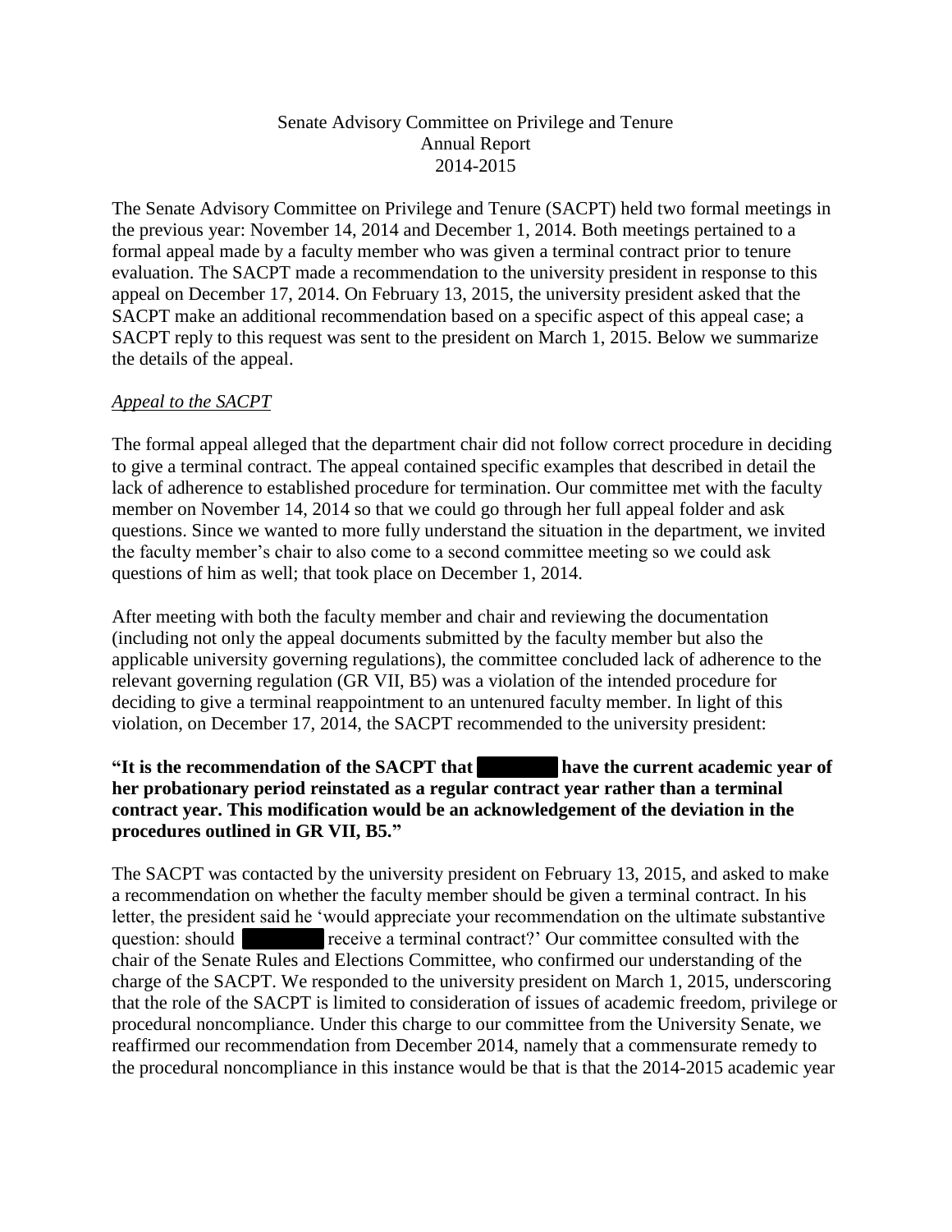# Senate Advisory Committee on Privilege and Tenure
## Annual Report
## 2014-2015

The Senate Advisory Committee on Privilege and Tenure (SACPT) held two formal meetings in the previous year: November 14, 2014 and December 1, 2014. Both meetings pertained to a formal appeal made by a faculty member who was given a terminal contract prior to tenure evaluation. The SACPT made a recommendation to the university president in response to this appeal on December 17, 2014. On February 13, 2015, the university president asked that the SACPT make an additional recommendation based on a specific aspect of this appeal case; a SACPT reply to this request was sent to the president on March 1, 2015. Below we summarize the details of the appeal.

*Appeal to the SACPT*

The formal appeal alleged that the department chair did not follow correct procedure in deciding to give a terminal contract. The appeal contained specific examples that described in detail the lack of adherence to established procedure for termination. Our committee met with the faculty member on November 14, 2014 so that we could go through her full appeal folder and ask questions. Since we wanted to more fully understand the situation in the department, we invited the faculty member's chair to also come to a second committee meeting so we could ask questions of him as well; that took place on December 1, 2014.

After meeting with both the faculty member and chair and reviewing the documentation (including not only the appeal documents submitted by the faculty member but also the applicable university governing regulations), the committee concluded lack of adherence to the relevant governing regulation (GR VII, B5) was a violation of the intended procedure for deciding to give a terminal reappointment to an untenured faculty member. In light of this violation, on December 17, 2014, the SACPT recommended to the university president:

**"It is the recommendation of the SACPT that [REDACTED] have the current academic year of her probationary period reinstated as a regular contract year rather than a terminal contract year. This modification would be an acknowledgement of the deviation in the procedures outlined in GR VII, B5."**

The SACPT was contacted by the university president on February 13, 2015, and asked to make a recommendation on whether the faculty member should be given a terminal contract. In his letter, the president said he 'would appreciate your recommendation on the ultimate substantive question: should [REDACTED] receive a terminal contract?' Our committee consulted with the chair of the Senate Rules and Elections Committee, who confirmed our understanding of the charge of the SACPT. We responded to the university president on March 1, 2015, underscoring that the role of the SACPT is limited to consideration of issues of academic freedom, privilege or procedural noncompliance. Under this charge to our committee from the University Senate, we reaffirmed our recommendation from December 2014, namely that a commensurate remedy to the procedural noncompliance in this instance would be that is that the 2014-2015 academic year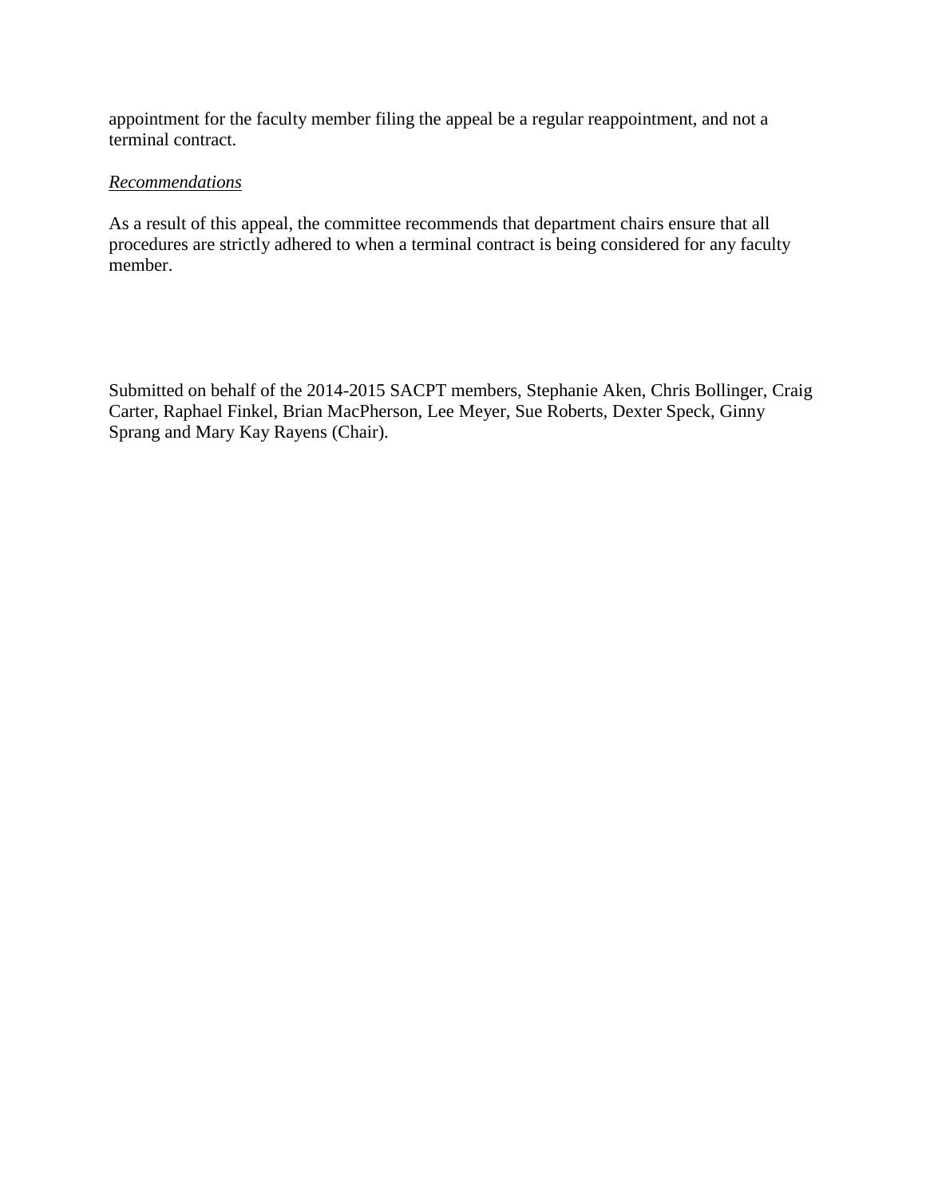appointment for the faculty member filing the appeal be a regular reappointment, and not a terminal contract.

*Recommendations*

As a result of this appeal, the committee recommends that department chairs ensure that all procedures are strictly adhered to when a terminal contract is being considered for any faculty member.

Submitted on behalf of the 2014-2015 SACPT members, Stephanie Aken, Chris Bollinger, Craig Carter, Raphael Finkel, Brian MacPherson, Lee Meyer, Sue Roberts, Dexter Speck, Ginny Sprang and Mary Kay Rayens (Chair).